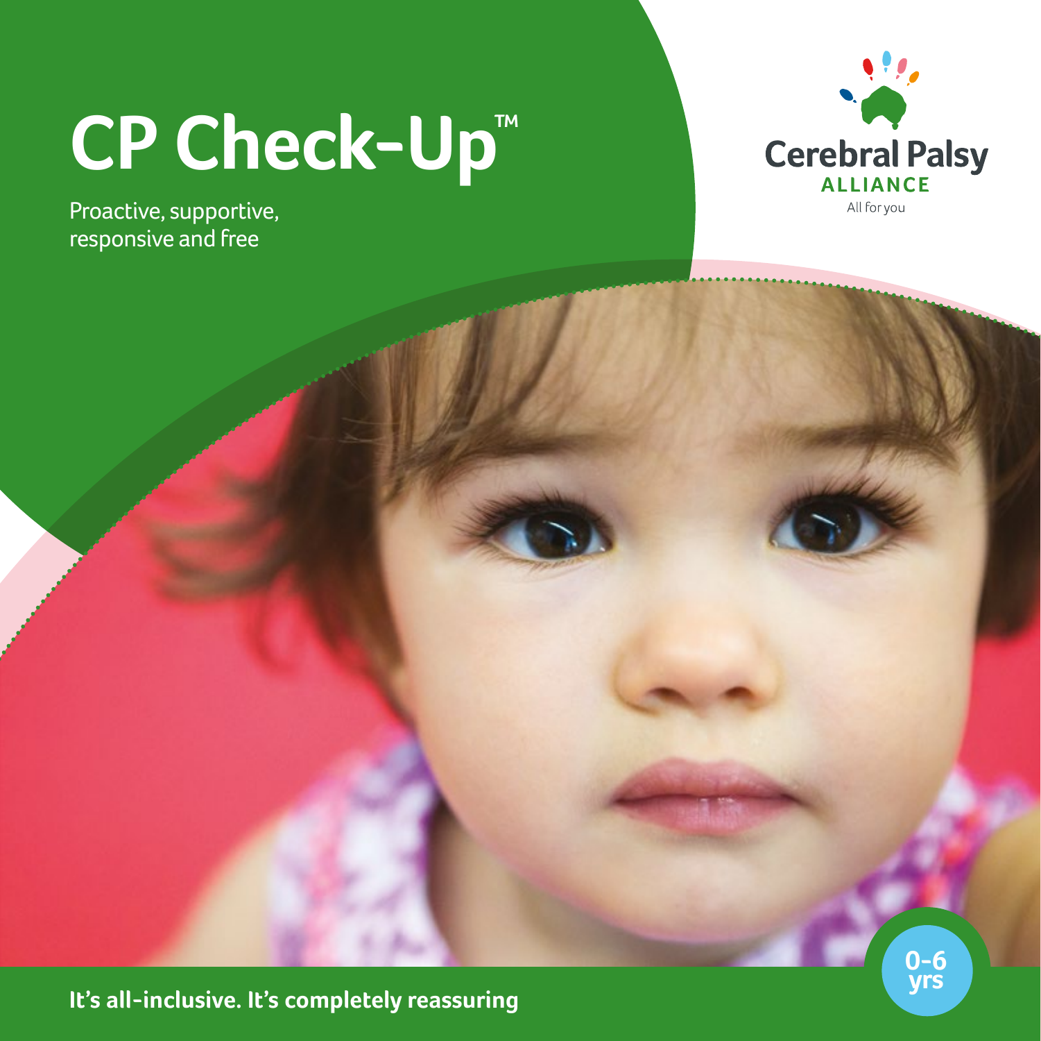# CP Check-Up™

Proactive, supportive, responsive and free

Cerebral Palsy ALLIANCE

All for you

0-6 yrs

**It's all-inclusive. It's completely reassuring**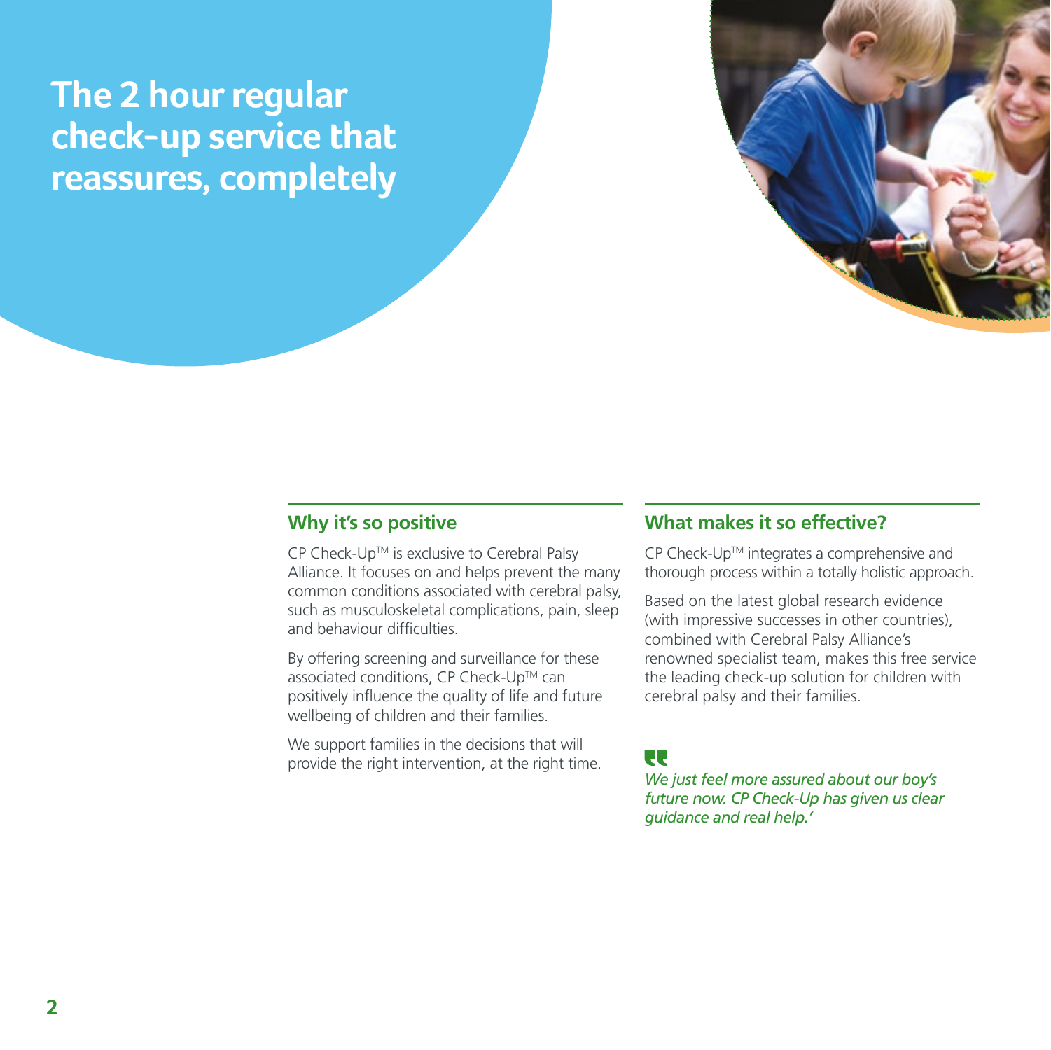# The 2 hour regular check-up service that reassures, completely

## Why it's so positive

CP Check-Up™ is exclusive to Cerebral Palsy Alliance. It focuses on and helps prevent the many common conditions associated with cerebral palsy, such as musculoskeletal complications, pain, sleep and behaviour difficulties.

By offering screening and surveillance for these associated conditions, CP Check-Up™ can positively influence the quality of life and future wellbeing of children and their families.

We support families in the decisions that will provide the right intervention, at the right time.

## What makes it so effective?

CP Check-Up™ integrates a comprehensive and thorough process within a totally holistic approach.

Based on the latest global research evidence (with impressive successes in other countries), combined with Cerebral Palsy Alliance's renowned specialist team, makes this free service the leading check-up solution for children with cerebral palsy and their families.

*"We just feel more assured about our boy's future now. CP Check-Up has given us clear guidance and real help.'*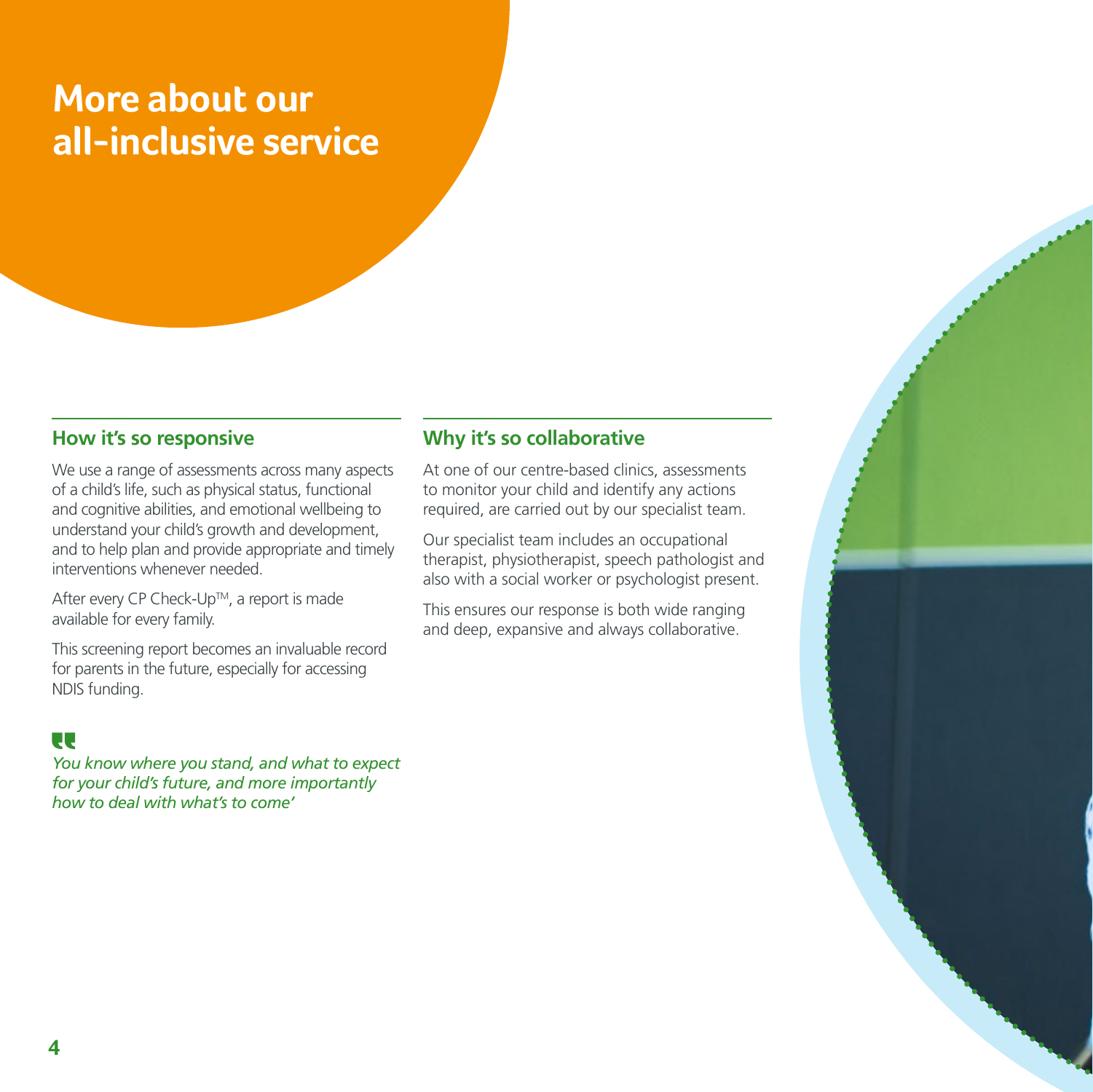# More about our all-inclusive service

## How it's so responsive

We use a range of assessments across many aspects of a child's life, such as physical status, functional and cognitive abilities, and emotional wellbeing to understand your child's growth and development, and to help plan and provide appropriate and timely interventions whenever needed.

After every CP Check-Up™, a report is made available for every family.

This screening report becomes an invaluable record for parents in the future, especially for accessing NDIS funding.

*"You know where you stand, and what to expect for your child's future, and more importantly how to deal with what's to come'*

## Why it's so collaborative

At one of our centre-based clinics, assessments to monitor your child and identify any actions required, are carried out by our specialist team.

Our specialist team includes an occupational therapist, physiotherapist, speech pathologist and also with a social worker or psychologist present.

This ensures our response is both wide ranging and deep, expansive and always collaborative.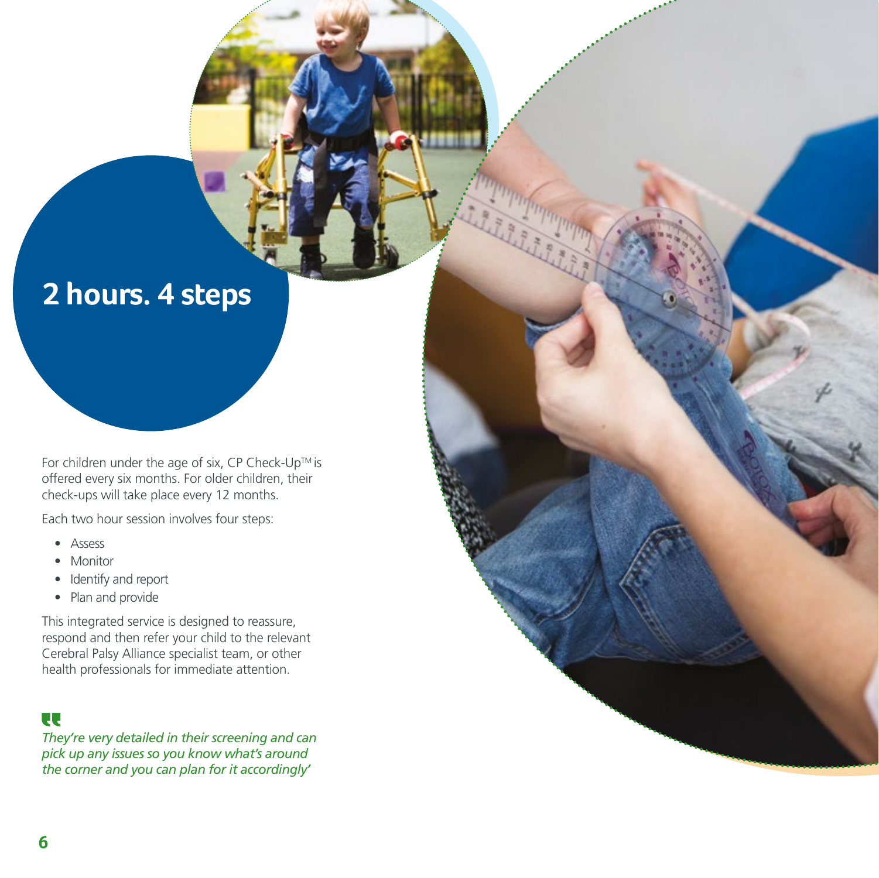# 2 hours. 4 steps

For children under the age of six, CP Check-Up™ is offered every six months. For older children, their check-ups will take place every 12 months.

Each two hour session involves four steps:

- Assess
- Monitor
- Identify and report
- Plan and provide

This integrated service is designed to reassure, respond and then refer your child to the relevant Cerebral Palsy Alliance specialist team, or other health professionals for immediate attention.

*They're very detailed in their screening and can pick up any issues so you know what's around the corner and you can plan for it accordingly'*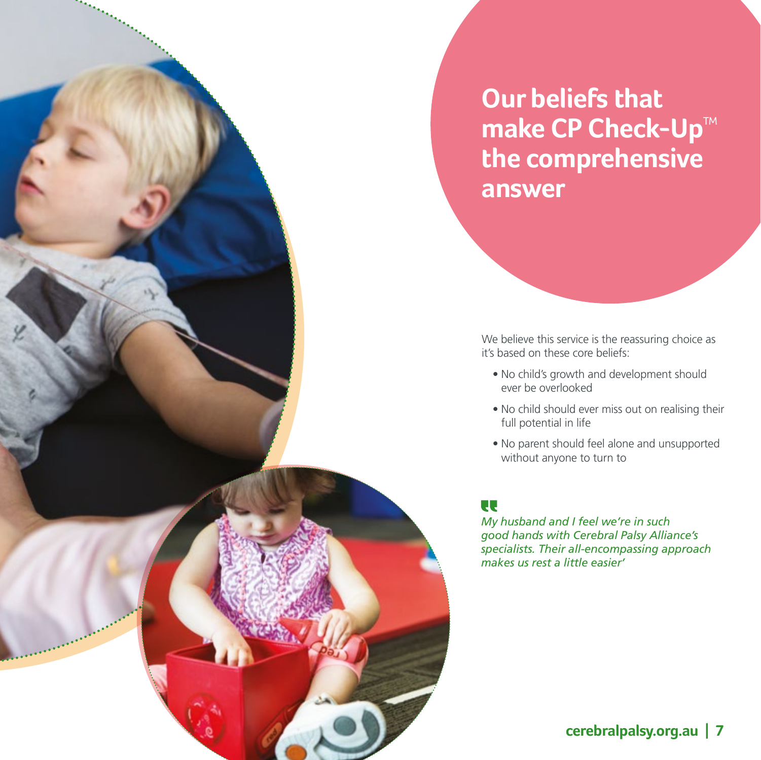# Our beliefs that make CP Check-Up™ the comprehensive answer

We believe this service is the reassuring choice as it's based on these core beliefs:

- No child's growth and development should ever be overlooked
- No child should ever miss out on realising their full potential in life
- No parent should feel alone and unsupported without anyone to turn to

*"My husband and I feel we're in such good hands with Cerebral Palsy Alliance's specialists. Their all-encompassing approach makes us rest a little easier'*

**cerebralpalsy.org.au**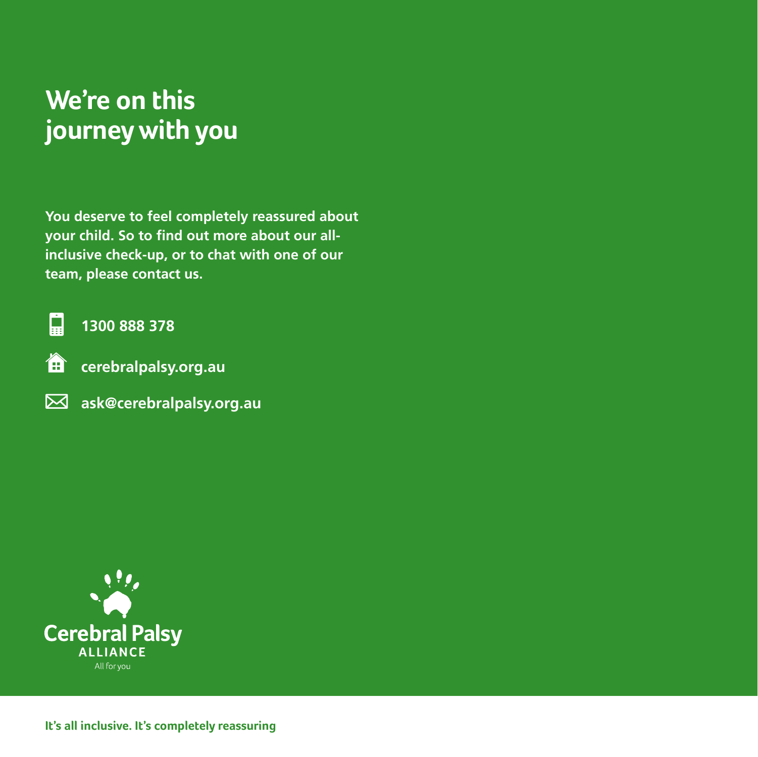# We're on this journey with you

**You deserve to feel completely reassured about your child. So to find out more about our all-inclusive check-up, or to chat with one of our team, please contact us.**

**1300 888 378**

**cerebralpalsy.org.au**

**ask@cerebralpalsy.org.au**

Cerebral Palsy ALLIANCE

All for you

**It's all inclusive. It's completely reassuring**